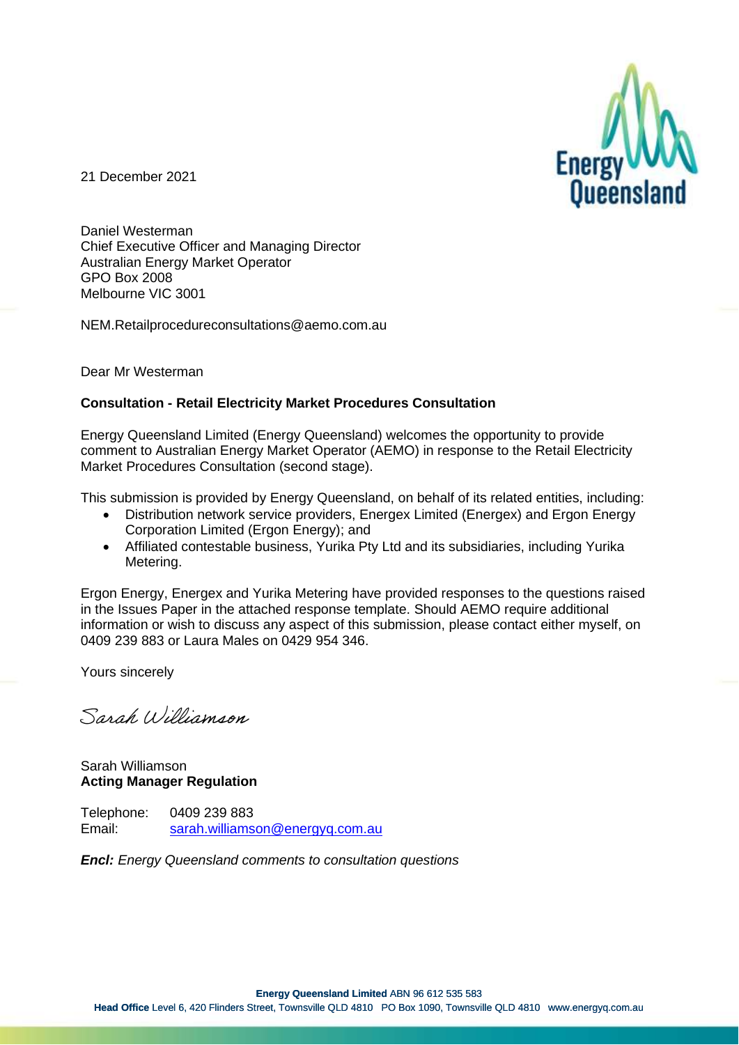21 December 2021

Daniel Westerman
Chief Executive Officer and Managing Director
Australian Energy Market Operator
GPO Box 2008
Melbourne VIC 3001

NEM.Retailprocedureconsultations@aemo.com.au

Dear Mr Westerman

**Consultation - Retail Electricity Market Procedures Consultation**

Energy Queensland Limited (Energy Queensland) welcomes the opportunity to provide comment to Australian Energy Market Operator (AEMO) in response to the Retail Electricity Market Procedures Consultation (second stage).

This submission is provided by Energy Queensland, on behalf of its related entities, including:

- Distribution network service providers, Energex Limited (Energex) and Ergon Energy Corporation Limited (Ergon Energy); and
- Affiliated contestable business, Yurika Pty Ltd and its subsidiaries, including Yurika Metering.

Ergon Energy, Energex and Yurika Metering have provided responses to the questions raised in the Issues Paper in the attached response template. Should AEMO require additional information or wish to discuss any aspect of this submission, please contact either myself, on 0409 239 883 or Laura Males on 0429 954 346.

Yours sincerely

*Sarah Williamson*

Sarah Williamson
**Acting Manager Regulation**

Telephone: 0409 239 883
Email: sarah.williamson@energyq.com.au

***Encl:*** *Energy Queensland comments to consultation questions*

**Energy Queensland Limited** ABN 96 612 535 583
**Head Office** Level 6, 420 Flinders Street, Townsville QLD 4810 PO Box 1090, Townsville QLD 4810 www.energyq.com.au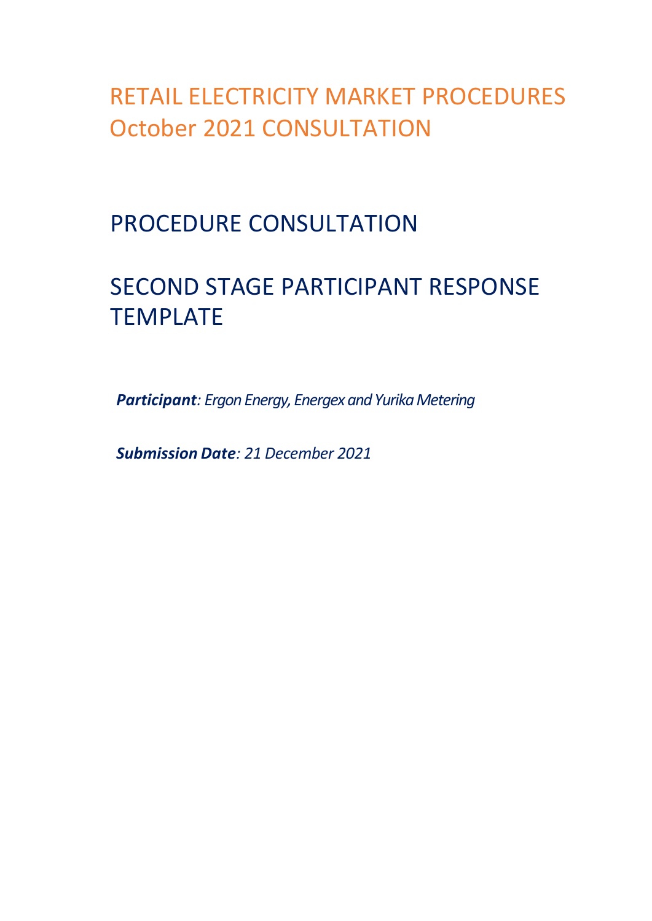# RETAIL ELECTRICITY MARKET PROCEDURES October 2021 CONSULTATION

## PROCEDURE CONSULTATION

## SECOND STAGE PARTICIPANT RESPONSE TEMPLATE

***Participant**: Ergon Energy, Energex and Yurika Metering*

***Submission Date**: 21 December 2021*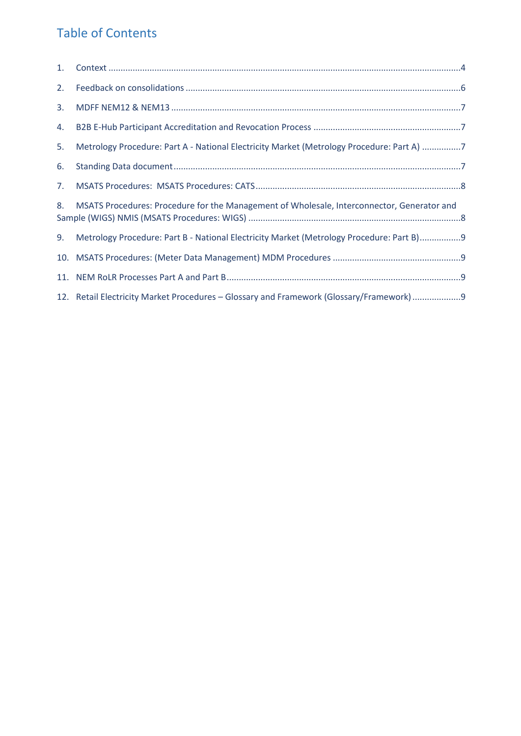# Table of Contents

1. Context ....................................................................................................................................4
2. Feedback on consolidations ...................................................................................................6
3. MDFF NEM12 & NEM13 ..........................................................................................................7
4. B2B E-Hub Participant Accreditation and Revocation Process ..............................................7
5. Metrology Procedure: Part A - National Electricity Market (Metrology Procedure: Part A) ................7
6. Standing Data document .......................................................................................................7
7. MSATS Procedures: MSATS Procedures: CATS ..........................................................................8
8. MSATS Procedures: Procedure for the Management of Wholesale, Interconnector, Generator and Sample (WIGS) NMIS (MSATS Procedures: WIGS) ..........................................................................8
9. Metrology Procedure: Part B - National Electricity Market (Metrology Procedure: Part B).................9
10. MSATS Procedures: (Meter Data Management) MDM Procedures ..............................................9
11. NEM RoLR Processes Part A and Part B ...................................................................................9
12. Retail Electricity Market Procedures – Glossary and Framework (Glossary/Framework) ....................9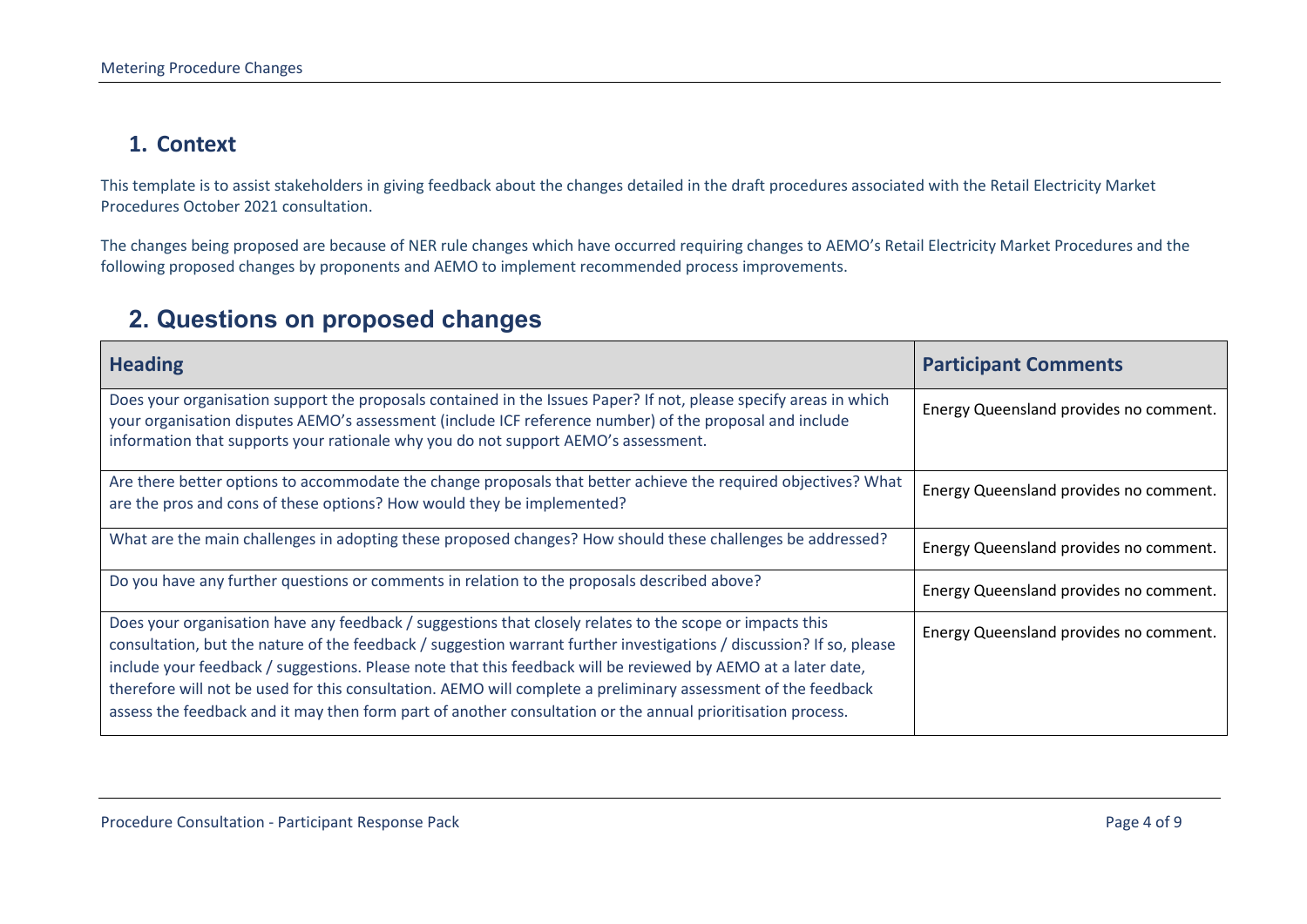## 1. Context

This template is to assist stakeholders in giving feedback about the changes detailed in the draft procedures associated with the Retail Electricity Market Procedures October 2021 consultation.

The changes being proposed are because of NER rule changes which have occurred requiring changes to AEMO's Retail Electricity Market Procedures and the following proposed changes by proponents and AEMO to implement recommended process improvements.

## 2. Questions on proposed changes

| Heading | Participant Comments |
|---|---|
| Does your organisation support the proposals contained in the Issues Paper? If not, please specify areas in which your organisation disputes AEMO's assessment (include ICF reference number) of the proposal and include information that supports your rationale why you do not support AEMO's assessment. | Energy Queensland provides no comment. |
| Are there better options to accommodate the change proposals that better achieve the required objectives? What are the pros and cons of these options? How would they be implemented? | Energy Queensland provides no comment. |
| What are the main challenges in adopting these proposed changes? How should these challenges be addressed? | Energy Queensland provides no comment. |
| Do you have any further questions or comments in relation to the proposals described above? | Energy Queensland provides no comment. |
| Does your organisation have any feedback / suggestions that closely relates to the scope or impacts this consultation, but the nature of the feedback / suggestion warrant further investigations / discussion? If so, please include your feedback / suggestions. Please note that this feedback will be reviewed by AEMO at a later date, therefore will not be used for this consultation. AEMO will complete a preliminary assessment of the feedback assess the feedback and it may then form part of another consultation or the annual prioritisation process. | Energy Queensland provides no comment. |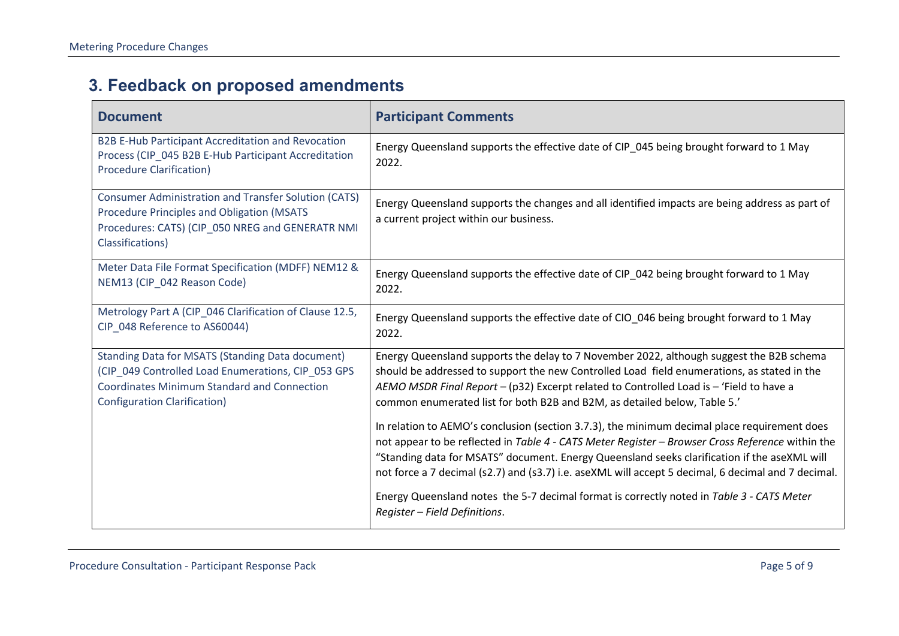# 3. Feedback on proposed amendments

| Document | Participant Comments |
|---|---|
| B2B E-Hub Participant Accreditation and Revocation Process (CIP_045 B2B E-Hub Participant Accreditation Procedure Clarification) | Energy Queensland supports the effective date of CIP_045 being brought forward to 1 May 2022. |
| Consumer Administration and Transfer Solution (CATS) Procedure Principles and Obligation (MSATS Procedures: CATS) (CIP_050 NREG and GENERATR NMI Classifications) | Energy Queensland supports the changes and all identified impacts are being address as part of a current project within our business. |
| Meter Data File Format Specification (MDFF) NEM12 & NEM13 (CIP_042 Reason Code) | Energy Queensland supports the effective date of CIP_042 being brought forward to 1 May 2022. |
| Metrology Part A (CIP_046 Clarification of Clause 12.5, CIP_048 Reference to AS60044) | Energy Queensland supports the effective date of CIO_046 being brought forward to 1 May 2022. |
| Standing Data for MSATS (Standing Data document) (CIP_049 Controlled Load Enumerations, CIP_053 GPS Coordinates Minimum Standard and Connection Configuration Clarification) | Energy Queensland supports the delay to 7 November 2022, although suggest the B2B schema should be addressed to support the new Controlled Load field enumerations, as stated in the *AEMO MSDR Final Report* – (p32) Excerpt related to Controlled Load is – 'Field to have a common enumerated list for both B2B and B2M, as detailed below, Table 5.'<br><br>In relation to AEMO's conclusion (section 3.7.3), the minimum decimal place requirement does not appear to be reflected in *Table 4 - CATS Meter Register – Browser Cross Reference* within the "Standing data for MSATS" document. Energy Queensland seeks clarification if the aseXML will not force a 7 decimal (s2.7) and (s3.7) i.e. aseXML will accept 5 decimal, 6 decimal and 7 decimal.<br><br>Energy Queensland notes the 5-7 decimal format is correctly noted in *Table 3 - CATS Meter Register – Field Definitions*. |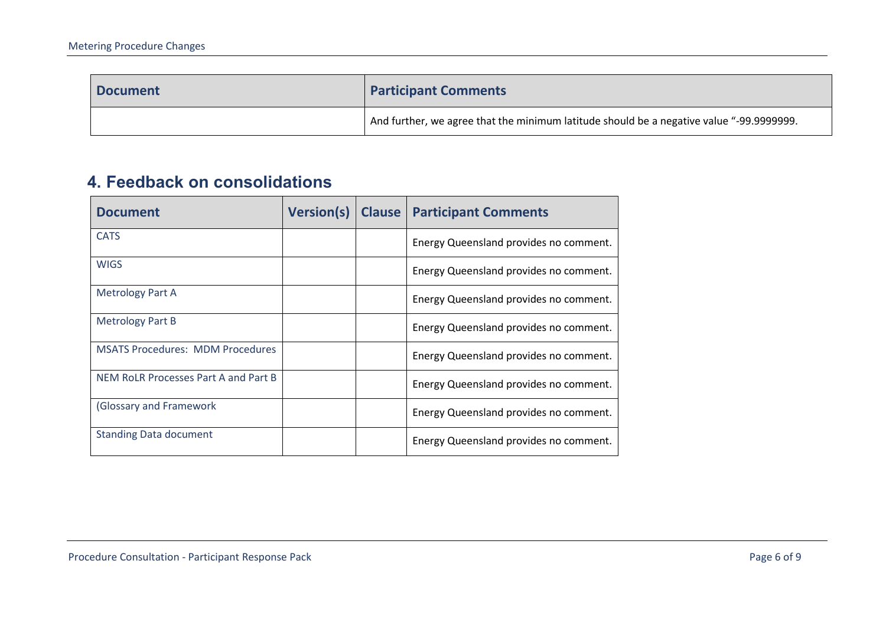| Document | Participant Comments |
| --- | --- |
| | And further, we agree that the minimum latitude should be a negative value "-99.9999999. |

## 4. Feedback on consolidations

| Document | Version(s) | Clause | Participant Comments |
| --- | --- | --- | --- |
| CATS | | | Energy Queensland provides no comment. |
| WIGS | | | Energy Queensland provides no comment. |
| Metrology Part A | | | Energy Queensland provides no comment. |
| Metrology Part B | | | Energy Queensland provides no comment. |
| MSATS Procedures: MDM Procedures | | | Energy Queensland provides no comment. |
| NEM RoLR Processes Part A and Part B | | | Energy Queensland provides no comment. |
| (Glossary and Framework | | | Energy Queensland provides no comment. |
| Standing Data document | | | Energy Queensland provides no comment. |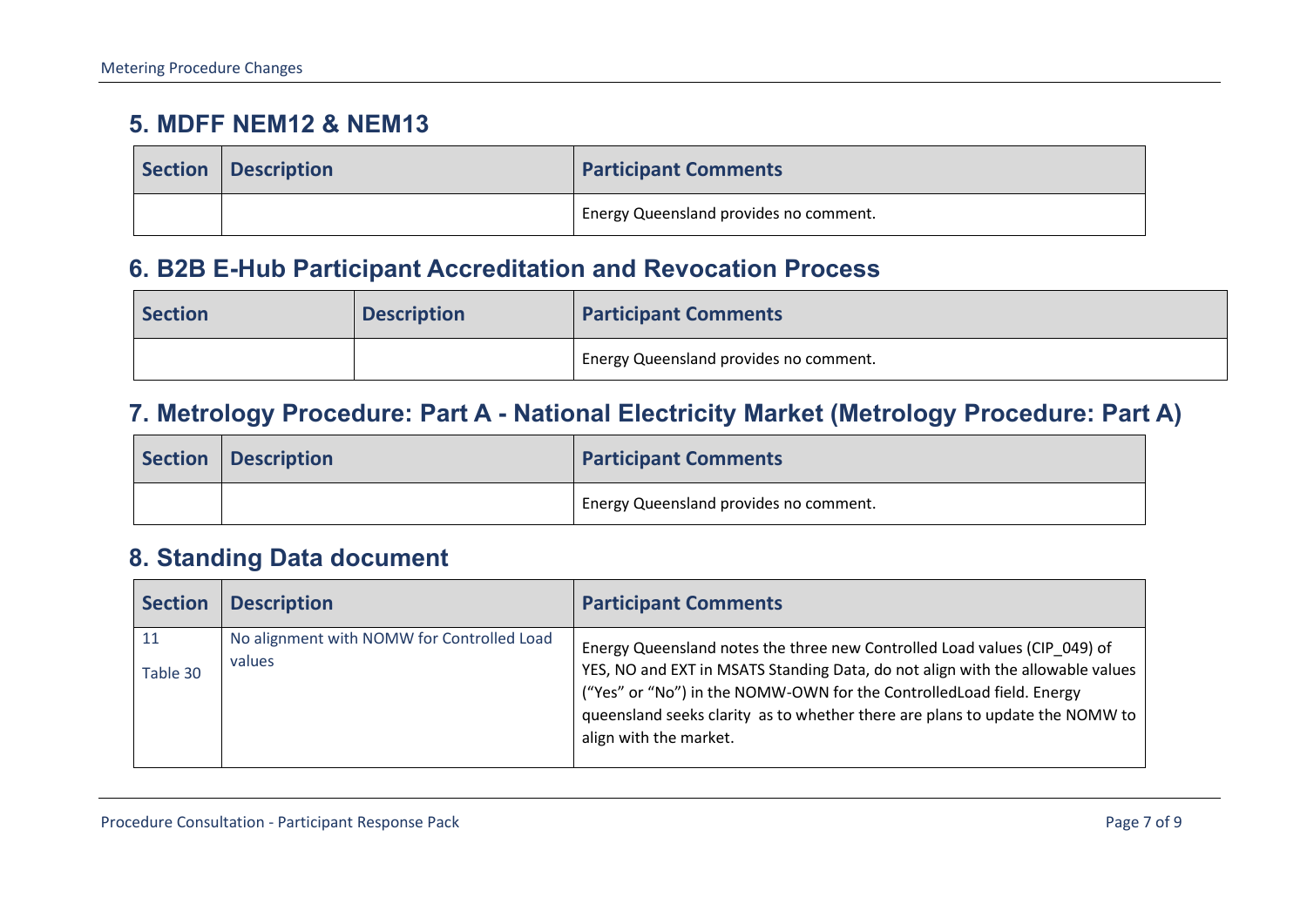## 5. MDFF NEM12 & NEM13

| Section | Description | Participant Comments |
|---|---|---|
| | | Energy Queensland provides no comment. |

## 6. B2B E-Hub Participant Accreditation and Revocation Process

| Section | Description | Participant Comments |
|---|---|---|
| | | Energy Queensland provides no comment. |

## 7. Metrology Procedure: Part A - National Electricity Market (Metrology Procedure: Part A)

| Section | Description | Participant Comments |
|---|---|---|
| | | Energy Queensland provides no comment. |

## 8. Standing Data document

| Section | Description | Participant Comments |
|---|---|---|
| 11<br>Table 30 | No alignment with NOMW for Controlled Load values | Energy Queensland notes the three new Controlled Load values (CIP_049) of YES, NO and EXT in MSATS Standing Data, do not align with the allowable values ("Yes" or "No") in the NOMW-OWN for the ControlledLoad field. Energy queensland seeks clarity as to whether there are plans to update the NOMW to align with the market. |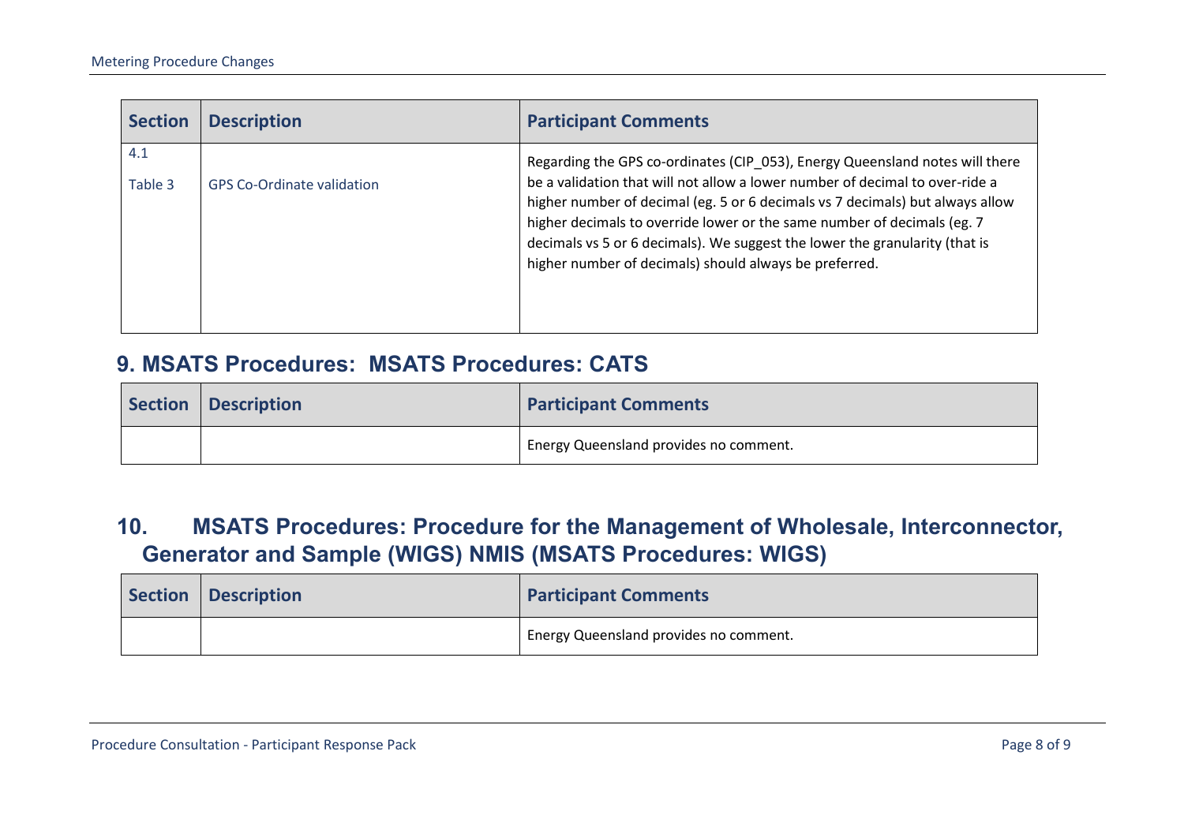| Section | Description | Participant Comments |
|---|---|---|
| 4.1<br>Table 3 | GPS Co-Ordinate validation | Regarding the GPS co-ordinates (CIP_053), Energy Queensland notes will there be a validation that will not allow a lower number of decimal to over-ride a higher number of decimal (eg. 5 or 6 decimals vs 7 decimals) but always allow higher decimals to override lower or the same number of decimals (eg. 7 decimals vs 5 or 6 decimals). We suggest the lower the granularity (that is higher number of decimals) should always be preferred. |

## 9. MSATS Procedures: MSATS Procedures: CATS

| Section | Description | Participant Comments |
|---|---|---|
| | | Energy Queensland provides no comment. |

## 10. MSATS Procedures: Procedure for the Management of Wholesale, Interconnector, Generator and Sample (WIGS) NMIS (MSATS Procedures: WIGS)

| Section | Description | Participant Comments |
|---|---|---|
| | | Energy Queensland provides no comment. |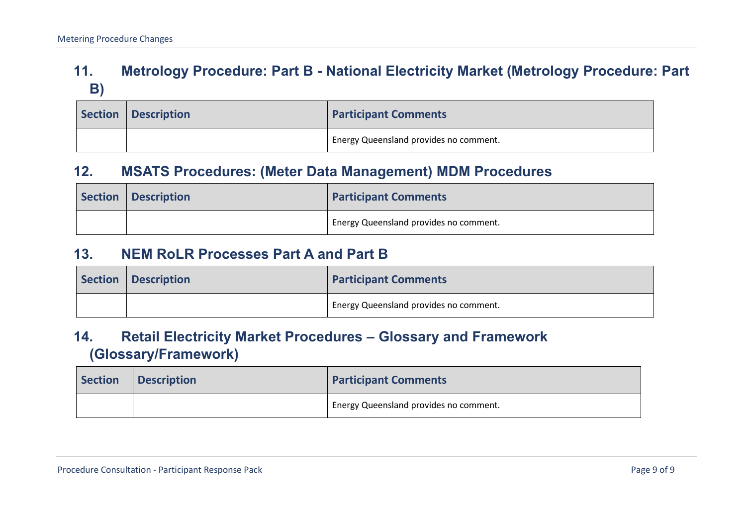## 11. Metrology Procedure: Part B - National Electricity Market (Metrology Procedure: Part B)

| Section | Description | Participant Comments |
| --- | --- | --- |
| | | Energy Queensland provides no comment. |

## 12. MSATS Procedures: (Meter Data Management) MDM Procedures

| Section | Description | Participant Comments |
| --- | --- | --- |
| | | Energy Queensland provides no comment. |

## 13. NEM RoLR Processes Part A and Part B

| Section | Description | Participant Comments |
| --- | --- | --- |
| | | Energy Queensland provides no comment. |

## 14. Retail Electricity Market Procedures – Glossary and Framework (Glossary/Framework)

| Section | Description | Participant Comments |
| --- | --- | --- |
| | | Energy Queensland provides no comment. |